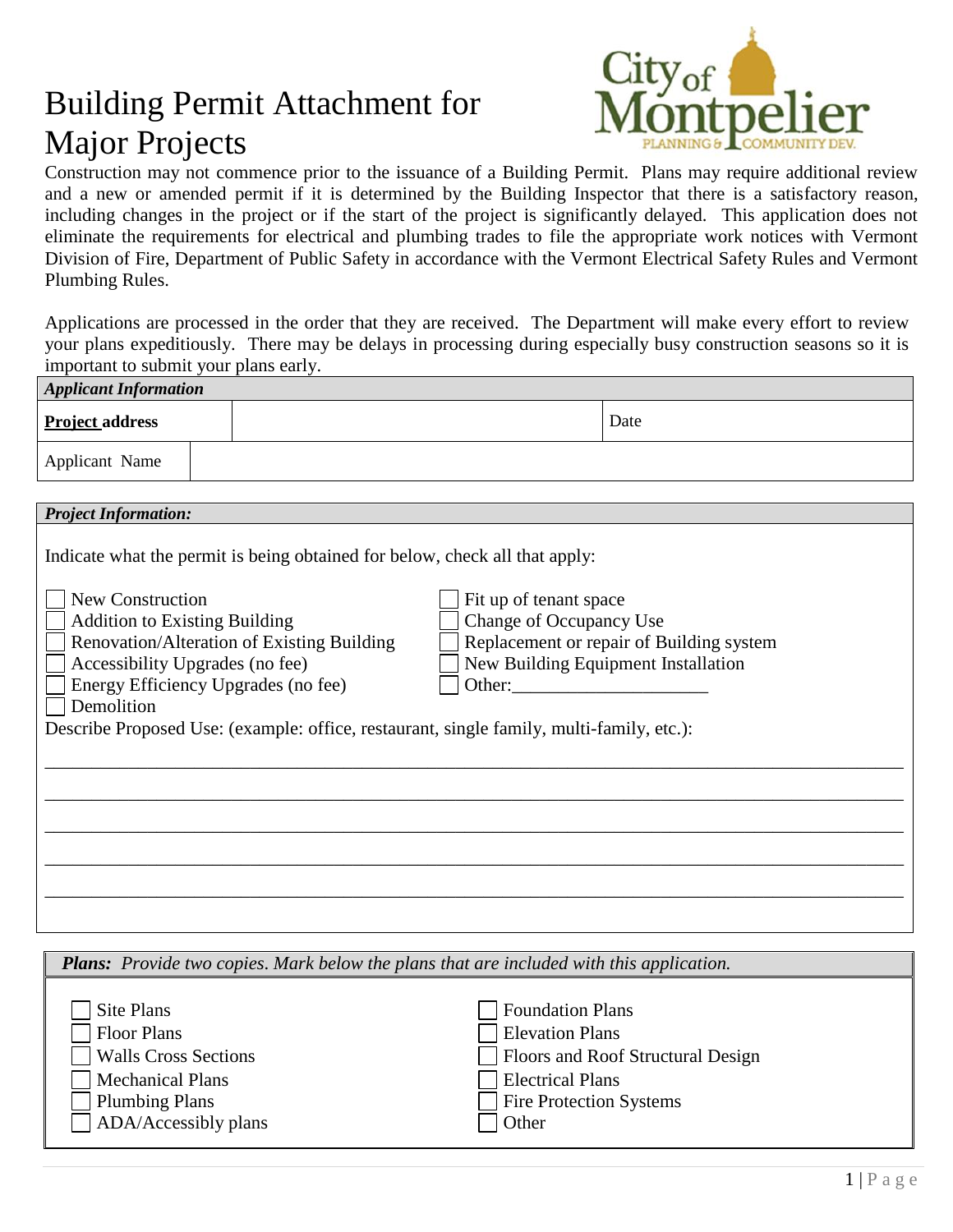# Building Permit Attachment for Major Projects

Construction may not commence prior to the issuance of a Building Permit. Plans may require additional review and a new or amended permit if it is determined by the Building Inspector that there is a satisfactory reason, including changes in the project or if the start of the project is significantly delayed. This application does not eliminate the requirements for electrical and plumbing trades to file the appropriate work notices with Vermont Division of Fire, Department of Public Safety in accordance with the Vermont Electrical Safety Rules and Vermont Plumbing Rules.

Applications are processed in the order that they are received. The Department will make every effort to review your plans expeditiously. There may be delays in processing during especially busy construction seasons so it is important to submit your plans early.

| ***Applicant Information*** | | |
|---|---|---|
| **Project address** | | Date |
| Applicant Name | | |

***Project Information:***

Indicate what the permit is being obtained for below, check all that apply:

- ☐ New Construction
- ☐ Addition to Existing Building
- ☐ Renovation/Alteration of Existing Building
- ☐ Accessibility Upgrades (no fee)
- ☐ Energy Efficiency Upgrades (no fee)
- ☐ Demolition
- ☐ Fit up of tenant space
- ☐ Change of Occupancy Use
- ☐ Replacement or repair of Building system
- ☐ New Building Equipment Installation
- ☐ Other:_____________________

Describe Proposed Use: (example: office, restaurant, single family, multi-family, etc.):

_______________________________________________________________________________

_______________________________________________________________________________

_______________________________________________________________________________

_______________________________________________________________________________

_______________________________________________________________________________

***Plans:*** *Provide two copies. Mark below the plans that are included with this application.*

- ☐ Site Plans
- ☐ Floor Plans
- ☐ Walls Cross Sections
- ☐ Mechanical Plans
- ☐ Plumbing Plans
- ☐ ADA/Accessibly plans
- ☐ Foundation Plans
- ☐ Elevation Plans
- ☐ Floors and Roof Structural Design
- ☐ Electrical Plans
- ☐ Fire Protection Systems
- ☐ Other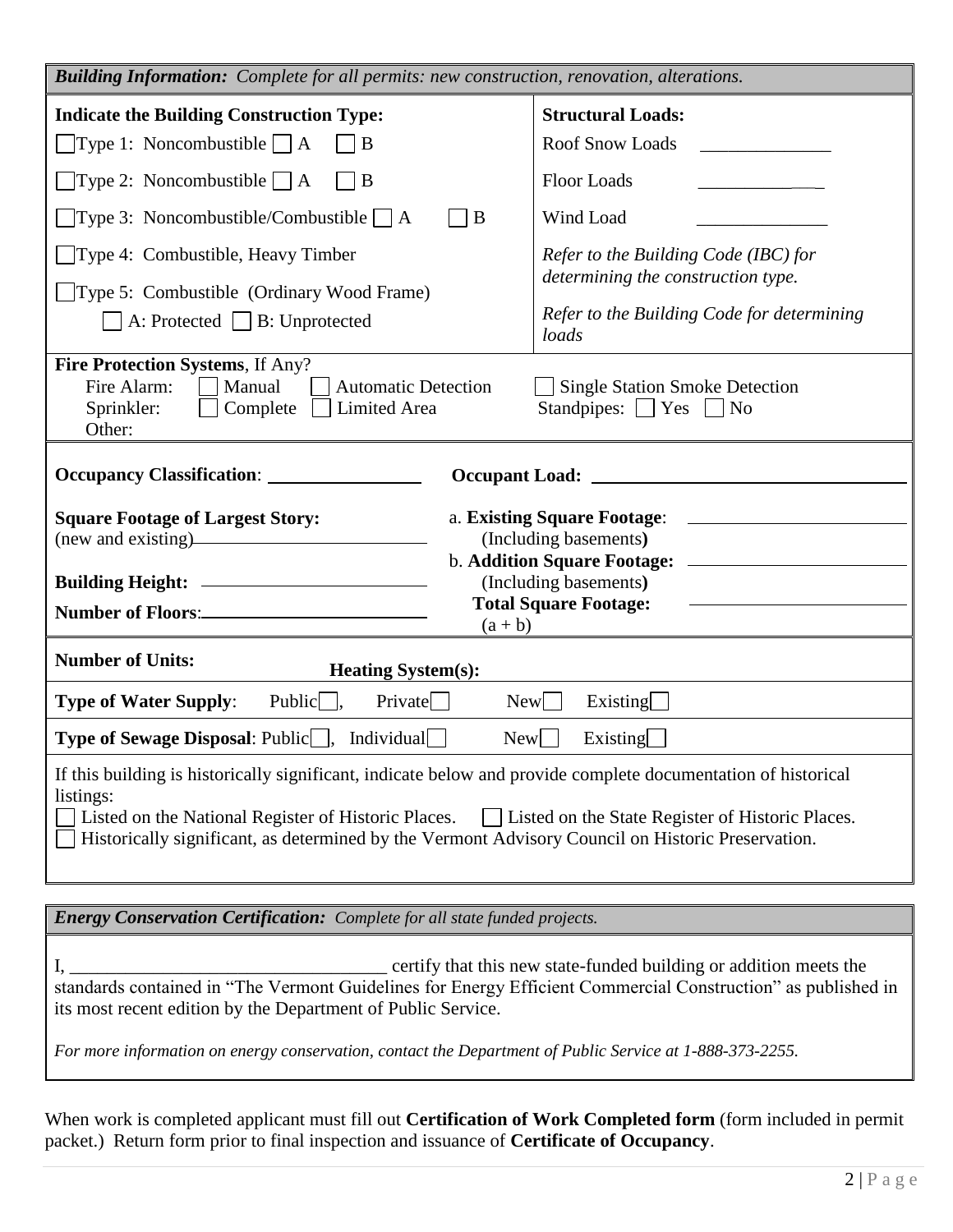***Building Information:** Complete for all permits: new construction, renovation, alterations.*

**Indicate the Building Construction Type:**

☐ Type 1: Noncombustible ☐ A ☐ B

☐ Type 2: Noncombustible ☐ A ☐ B

☐ Type 3: Noncombustible/Combustible ☐ A ☐ B

☐ Type 4: Combustible, Heavy Timber

☐ Type 5: Combustible (Ordinary Wood Frame)

☐ A: Protected ☐ B: Unprotected

**Structural Loads:**

Roof Snow Loads ______________

Floor Loads ______________

Wind Load ______________

*Refer to the Building Code (IBC) for determining the construction type.*

*Refer to the Building Code for determining loads*

**Fire Protection Systems**, If Any?

Fire Alarm: ☐ Manual ☐ Automatic Detection ☐ Single Station Smoke Detection

Sprinkler: ☐ Complete ☐ Limited Area Standpipes: ☐ Yes ☐ No

Other:

**Occupancy Classification**: ________________ **Occupant Load:** ________________________________

**Square Footage of Largest Story:** (new and existing) ________________________

**Building Height:** ________________________

**Number of Floors**: ________________________

a. **Existing Square Footage**: (Including basements) ________________________

b. **Addition Square Footage:** (Including basements) ________________________

**Total Square Footage:** (a + b) ________________________

**Number of Units:** **Heating System(s):**

**Type of Water Supply**: Public ☐, Private ☐ New ☐ Existing ☐

**Type of Sewage Disposal**: Public ☐, Individual ☐ New ☐ Existing ☐

If this building is historically significant, indicate below and provide complete documentation of historical listings:

☐ Listed on the National Register of Historic Places. ☐ Listed on the State Register of Historic Places.

☐ Historically significant, as determined by the Vermont Advisory Council on Historic Preservation.

***Energy Conservation Certification:** Complete for all state funded projects.*

I, _________________________________ certify that this new state-funded building or addition meets the standards contained in “The Vermont Guidelines for Energy Efficient Commercial Construction” as published in its most recent edition by the Department of Public Service.

*For more information on energy conservation, contact the Department of Public Service at 1-888-373-2255.*

When work is completed applicant must fill out **Certification of Work Completed form** (form included in permit packet.) Return form prior to final inspection and issuance of **Certificate of Occupancy**.